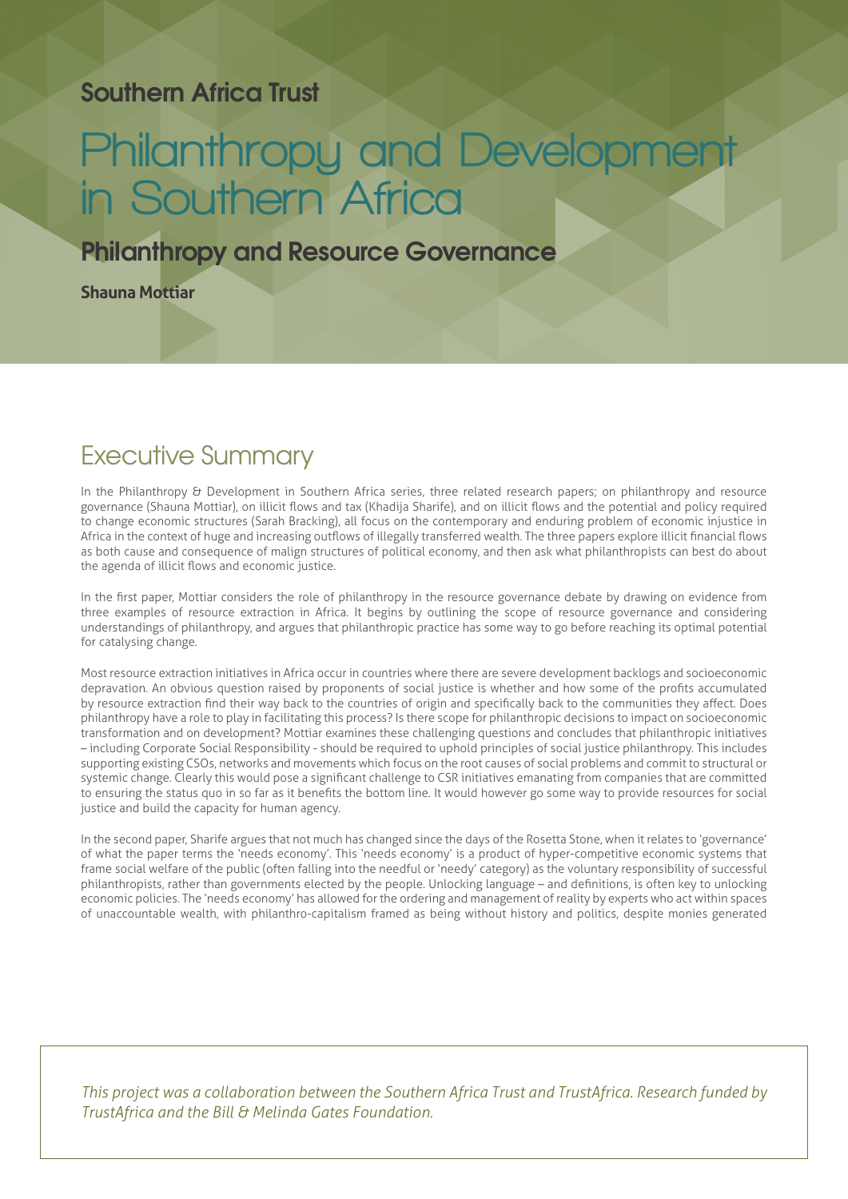Southern Africa Trust

# Philanthropy and Development in Southern Africa

## Philanthropy and Resource Governance

**Shauna Mottiar**

## Executive Summary

In the Philanthropy & Development in Southern Africa series, three related research papers; on philanthropy and resource governance (Shauna Mottiar), on illicit flows and tax (Khadija Sharife), and on illicit flows and the potential and policy required to change economic structures (Sarah Bracking), all focus on the contemporary and enduring problem of economic injustice in Africa in the context of huge and increasing outflows of illegally transferred wealth. The three papers explore illicit financial flows as both cause and consequence of malign structures of political economy, and then ask what philanthropists can best do about the agenda of illicit flows and economic justice.

In the first paper, Mottiar considers the role of philanthropy in the resource governance debate by drawing on evidence from three examples of resource extraction in Africa. It begins by outlining the scope of resource governance and considering understandings of philanthropy, and argues that philanthropic practice has some way to go before reaching its optimal potential for catalysing change.

Most resource extraction initiatives in Africa occur in countries where there are severe development backlogs and socioeconomic depravation. An obvious question raised by proponents of social justice is whether and how some of the profits accumulated by resource extraction find their way back to the countries of origin and specifically back to the communities they affect. Does philanthropy have a role to play in facilitating this process? Is there scope for philanthropic decisions to impact on socioeconomic transformation and on development? Mottiar examines these challenging questions and concludes that philanthropic initiatives – including Corporate Social Responsibility - should be required to uphold principles of social justice philanthropy. This includes supporting existing CSOs, networks and movements which focus on the root causes of social problems and commit to structural or systemic change. Clearly this would pose a significant challenge to CSR initiatives emanating from companies that are committed to ensuring the status quo in so far as it benefits the bottom line. It would however go some way to provide resources for social justice and build the capacity for human agency.

In the second paper, Sharife argues that not much has changed since the days of the Rosetta Stone, when it relates to 'governance' of what the paper terms the 'needs economy'. This 'needs economy' is a product of hyper-competitive economic systems that frame social welfare of the public (often falling into the needful or 'needy' category) as the voluntary responsibility of successful philanthropists, rather than governments elected by the people. Unlocking language – and definitions, is often key to unlocking economic policies. The 'needs economy' has allowed for the ordering and management of reality by experts who act within spaces of unaccountable wealth, with philanthro-capitalism framed as being without history and politics, despite monies generated

*This project was a collaboration between the Southern Africa Trust and TrustAfrica. Research funded by TrustAfrica and the Bill & Melinda Gates Foundation.*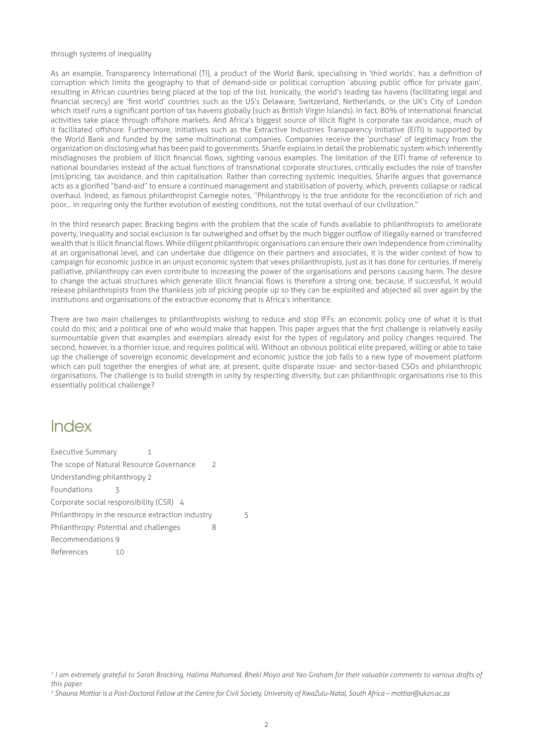through systems of inequality.

As an example, Transparency International (TI), a product of the World Bank, specialising in 'third worlds', has a definition of corruption which limits the geography to that of demand-side or political corruption 'abusing public office for private gain', resulting in African countries being placed at the top of the list. Ironically, the world's leading tax havens (facilitating legal and financial secrecy) are 'first world' countries such as the US's Delaware, Switzerland, Netherlands, or the UK's City of London which itself runs a significant portion of tax havens globally (such as British Virgin Islands). In fact, 80% of international financial activities take place through offshore markets. And Africa's biggest source of illicit flight is corporate tax avoidance, much of it facilitated offshore. Furthermore, initiatives such as the Extractive Industries Transparency Initiative (EITI) is supported by the World Bank and funded by the same multinational companies. Companies receive the 'purchase' of legitimacy from the organization on disclosing what has been paid to governments. Sharife explains in detail the problematic system which inherently misdiagnoses the problem of illicit financial flows, sighting various examples. The limitation of the EITI frame of reference to national boundaries instead of the actual functions of transnational corporate structures, critically excludes the role of transfer (mis)pricing, tax avoidance, and thin capitalisation. Rather than correcting systemic inequities, Sharife argues that governance acts as a glorified "band-aid" to ensure a continued management and stabilisation of poverty, which, prevents collapse or radical overhaul. Indeed, as famous philanthropist Carnegie notes, "Philanthropy is the true antidote for the reconciliation of rich and poor... in requiring only the further evolution of existing conditions, not the total overhaul of our civilization."

In the third research paper, Bracking begins with the problem that the scale of funds available to philanthropists to ameliorate poverty, inequality and social exclusion is far outweighed and offset by the much bigger outflow of illegally earned or transferred wealth that is illicit financial flows. While diligent philanthropic organisations can ensure their own independence from criminality at an organisational level, and can undertake due diligence on their partners and associates, it is the wider context of how to campaign for economic justice in an unjust economic system that vexes philanthropists, just as it has done for centuries. If merely palliative, philanthropy can even contribute to increasing the power of the organisations and persons causing harm. The desire to change the actual structures which generate illicit financial flows is therefore a strong one, because, if successful, it would release philanthropists from the thankless job of picking people up so they can be exploited and abjected all over again by the institutions and organisations of the extractive economy that is Africa's inheritance.

There are two main challenges to philanthropists wishing to reduce and stop IFFs: an economic policy one of what it is that could do this; and a political one of who would make that happen. This paper argues that the first challenge is relatively easily surmountable given that examples and exemplars already exist for the types of regulatory and policy changes required. The second, however, is a thornier issue, and requires political will. Without an obvious political elite prepared, willing or able to take up the challenge of sovereign economic development and economic justice the job falls to a new type of movement platform which can pull together the energies of what are, at present, quite disparate issue- and sector-based CSOs and philanthropic organisations. The challenge is to build strength in unity by respecting diversity, but can philanthropic organisations rise to this essentially political challenge?

# Index

Executive Summary 1
The scope of Natural Resource Governance 2
Understanding philanthropy 2
Foundations 3
Corporate social responsibility (CSR) 4
Philanthropy in the resource extraction industry 5
Philanthropy: Potential and challenges 8
Recommendations 9
References 10

*[1] I am extremely grateful to Sarah Bracking, Halima Mahomed, Bheki Moyo and Yao Graham for their valuable comments to various drafts of this paper.*

*[2] Shauna Mottiar is a Post-Doctoral Fellow at the Centre for Civil Society, University of KwaZulu-Natal, South Africa – mottiar@ukzn.ac.za*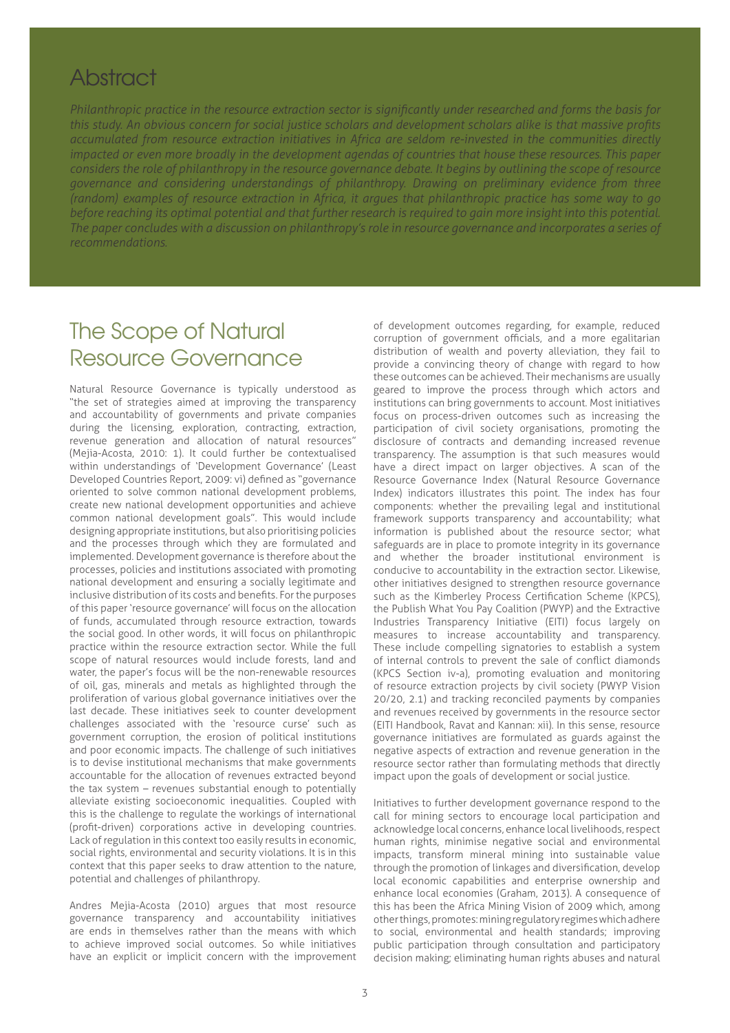## Abstract

*Philanthropic practice in the resource extraction sector is significantly under researched and forms the basis for this study. An obvious concern for social justice scholars and development scholars alike is that massive profits accumulated from resource extraction initiatives in Africa are seldom re-invested in the communities directly impacted or even more broadly in the development agendas of countries that house these resources. This paper considers the role of philanthropy in the resource governance debate. It begins by outlining the scope of resource governance and considering understandings of philanthropy. Drawing on preliminary evidence from three (random) examples of resource extraction in Africa, it argues that philanthropic practice has some way to go before reaching its optimal potential and that further research is required to gain more insight into this potential. The paper concludes with a discussion on philanthropy's role in resource governance and incorporates a series of recommendations.*

## The Scope of Natural Resource Governance

Natural Resource Governance is typically understood as "the set of strategies aimed at improving the transparency and accountability of governments and private companies during the licensing, exploration, contracting, extraction, revenue generation and allocation of natural resources" (Mejia-Acosta, 2010: 1). It could further be contextualised within understandings of 'Development Governance' (Least Developed Countries Report, 2009: vi) defined as "governance oriented to solve common national development problems, create new national development opportunities and achieve common national development goals". This would include designing appropriate institutions, but also prioritising policies and the processes through which they are formulated and implemented. Development governance is therefore about the processes, policies and institutions associated with promoting national development and ensuring a socially legitimate and inclusive distribution of its costs and benefits. For the purposes of this paper 'resource governance' will focus on the allocation of funds, accumulated through resource extraction, towards the social good. In other words, it will focus on philanthropic practice within the resource extraction sector. While the full scope of natural resources would include forests, land and water, the paper's focus will be the non-renewable resources of oil, gas, minerals and metals as highlighted through the proliferation of various global governance initiatives over the last decade. These initiatives seek to counter development challenges associated with the 'resource curse' such as government corruption, the erosion of political institutions and poor economic impacts. The challenge of such initiatives is to devise institutional mechanisms that make governments accountable for the allocation of revenues extracted beyond the tax system – revenues substantial enough to potentially alleviate existing socioeconomic inequalities. Coupled with this is the challenge to regulate the workings of international (profit-driven) corporations active in developing countries. Lack of regulation in this context too easily results in economic, social rights, environmental and security violations. It is in this context that this paper seeks to draw attention to the nature, potential and challenges of philanthropy.

Andres Mejia-Acosta (2010) argues that most resource governance transparency and accountability initiatives are ends in themselves rather than the means with which to achieve improved social outcomes. So while initiatives have an explicit or implicit concern with the improvement of development outcomes regarding, for example, reduced corruption of government officials, and a more egalitarian distribution of wealth and poverty alleviation, they fail to provide a convincing theory of change with regard to how these outcomes can be achieved. Their mechanisms are usually geared to improve the process through which actors and institutions can bring governments to account. Most initiatives focus on process-driven outcomes such as increasing the participation of civil society organisations, promoting the disclosure of contracts and demanding increased revenue transparency. The assumption is that such measures would have a direct impact on larger objectives. A scan of the Resource Governance Index (Natural Resource Governance Index) indicators illustrates this point. The index has four components: whether the prevailing legal and institutional framework supports transparency and accountability; what information is published about the resource sector; what safeguards are in place to promote integrity in its governance and whether the broader institutional environment is conducive to accountability in the extraction sector. Likewise, other initiatives designed to strengthen resource governance such as the Kimberley Process Certification Scheme (KPCS), the Publish What You Pay Coalition (PWYP) and the Extractive Industries Transparency Initiative (EITI) focus largely on measures to increase accountability and transparency. These include compelling signatories to establish a system of internal controls to prevent the sale of conflict diamonds (KPCS Section iv-a), promoting evaluation and monitoring of resource extraction projects by civil society (PWYP Vision 20/20, 2.1) and tracking reconciled payments by companies and revenues received by governments in the resource sector (EITI Handbook, Ravat and Kannan: xii). In this sense, resource governance initiatives are formulated as guards against the negative aspects of extraction and revenue generation in the resource sector rather than formulating methods that directly impact upon the goals of development or social justice.

Initiatives to further development governance respond to the call for mining sectors to encourage local participation and acknowledge local concerns, enhance local livelihoods, respect human rights, minimise negative social and environmental impacts, transform mineral mining into sustainable value through the promotion of linkages and diversification, develop local economic capabilities and enterprise ownership and enhance local economies (Graham, 2013). A consequence of this has been the Africa Mining Vision of 2009 which, among other things, promotes: mining regulatory regimes which adhere to social, environmental and health standards; improving public participation through consultation and participatory decision making; eliminating human rights abuses and natural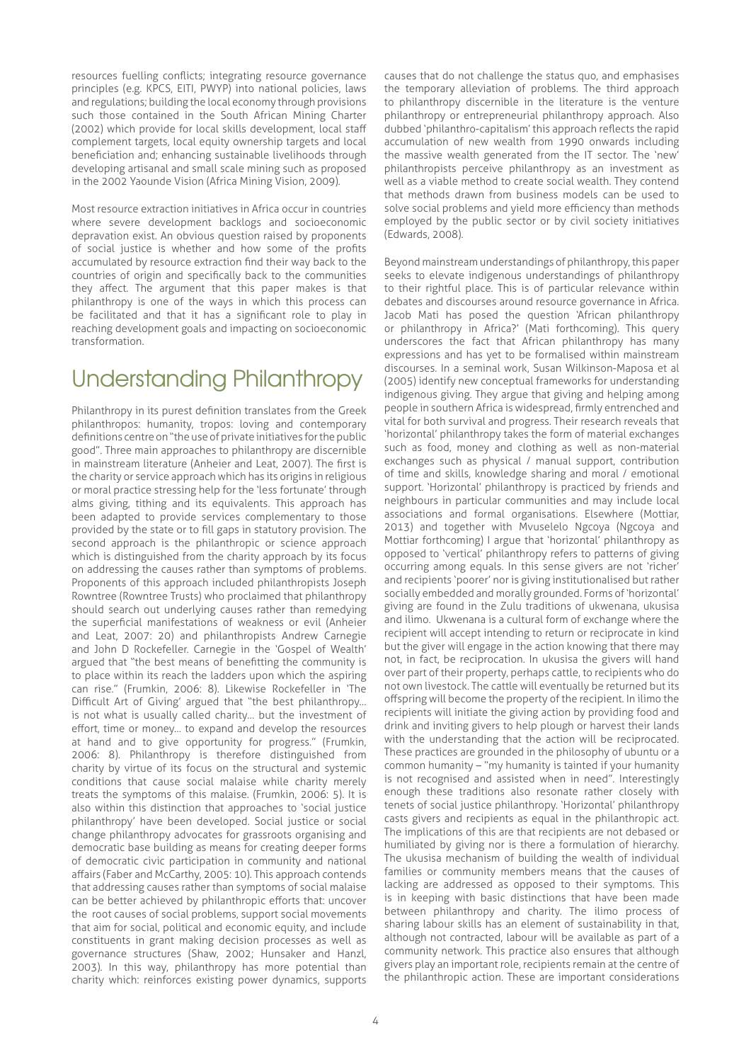resources fuelling conflicts; integrating resource governance principles (e.g. KPCS, EITI, PWYP) into national policies, laws and regulations; building the local economy through provisions such those contained in the South African Mining Charter (2002) which provide for local skills development, local staff complement targets, local equity ownership targets and local beneficiation and; enhancing sustainable livelihoods through developing artisanal and small scale mining such as proposed in the 2002 Yaounde Vision (Africa Mining Vision, 2009).

Most resource extraction initiatives in Africa occur in countries where severe development backlogs and socioeconomic depravation exist. An obvious question raised by proponents of social justice is whether and how some of the profits accumulated by resource extraction find their way back to the countries of origin and specifically back to the communities they affect. The argument that this paper makes is that philanthropy is one of the ways in which this process can be facilitated and that it has a significant role to play in reaching development goals and impacting on socioeconomic transformation.

# Understanding Philanthropy

Philanthropy in its purest definition translates from the Greek philanthropos: humanity, tropos: loving and contemporary definitions centre on "the use of private initiatives for the public good". Three main approaches to philanthropy are discernible in mainstream literature (Anheier and Leat, 2007). The first is the charity or service approach which has its origins in religious or moral practice stressing help for the 'less fortunate' through alms giving, tithing and its equivalents. This approach has been adapted to provide services complementary to those provided by the state or to fill gaps in statutory provision. The second approach is the philanthropic or science approach which is distinguished from the charity approach by its focus on addressing the causes rather than symptoms of problems. Proponents of this approach included philanthropists Joseph Rowntree (Rowntree Trusts) who proclaimed that philanthropy should search out underlying causes rather than remedying the superficial manifestations of weakness or evil (Anheier and Leat, 2007: 20) and philanthropists Andrew Carnegie and John D Rockefeller. Carnegie in the 'Gospel of Wealth' argued that "the best means of benefitting the community is to place within its reach the ladders upon which the aspiring can rise." (Frumkin, 2006: 8). Likewise Rockefeller in 'The Difficult Art of Giving' argued that "the best philanthropy… is not what is usually called charity… but the investment of effort, time or money… to expand and develop the resources at hand and to give opportunity for progress." (Frumkin, 2006: 8). Philanthropy is therefore distinguished from charity by virtue of its focus on the structural and systemic conditions that cause social malaise while charity merely treats the symptoms of this malaise. (Frumkin, 2006: 5). It is also within this distinction that approaches to 'social justice philanthropy' have been developed. Social justice or social change philanthropy advocates for grassroots organising and democratic base building as means for creating deeper forms of democratic civic participation in community and national affairs (Faber and McCarthy, 2005: 10). This approach contends that addressing causes rather than symptoms of social malaise can be better achieved by philanthropic efforts that: uncover the root causes of social problems, support social movements that aim for social, political and economic equity, and include constituents in grant making decision processes as well as governance structures (Shaw, 2002; Hunsaker and Hanzl, 2003). In this way, philanthropy has more potential than charity which: reinforces existing power dynamics, supports causes that do not challenge the status quo, and emphasises the temporary alleviation of problems. The third approach to philanthropy discernible in the literature is the venture philanthropy or entrepreneurial philanthropy approach. Also dubbed 'philanthro-capitalism' this approach reflects the rapid accumulation of new wealth from 1990 onwards including the massive wealth generated from the IT sector. The 'new' philanthropists perceive philanthropy as an investment as well as a viable method to create social wealth. They contend that methods drawn from business models can be used to solve social problems and yield more efficiency than methods employed by the public sector or by civil society initiatives (Edwards, 2008).

Beyond mainstream understandings of philanthropy, this paper seeks to elevate indigenous understandings of philanthropy to their rightful place. This is of particular relevance within debates and discourses around resource governance in Africa. Jacob Mati has posed the question 'African philanthropy or philanthropy in Africa?' (Mati forthcoming). This query underscores the fact that African philanthropy has many expressions and has yet to be formalised within mainstream discourses. In a seminal work, Susan Wilkinson-Maposa et al (2005) identify new conceptual frameworks for understanding indigenous giving. They argue that giving and helping among people in southern Africa is widespread, firmly entrenched and vital for both survival and progress. Their research reveals that 'horizontal' philanthropy takes the form of material exchanges such as food, money and clothing as well as non-material exchanges such as physical / manual support, contribution of time and skills, knowledge sharing and moral / emotional support. 'Horizontal' philanthropy is practiced by friends and neighbours in particular communities and may include local associations and formal organisations. Elsewhere (Mottiar, 2013) and together with Mvuselelo Ngcoya (Ngcoya and Mottiar forthcoming) I argue that 'horizontal' philanthropy as opposed to 'vertical' philanthropy refers to patterns of giving occurring among equals. In this sense givers are not 'richer' and recipients 'poorer' nor is giving institutionalised but rather socially embedded and morally grounded. Forms of 'horizontal' giving are found in the Zulu traditions of ukwenana, ukusisa and ilimo. Ukwenana is a cultural form of exchange where the recipient will accept intending to return or reciprocate in kind but the giver will engage in the action knowing that there may not, in fact, be reciprocation. In ukusisa the givers will hand over part of their property, perhaps cattle, to recipients who do not own livestock. The cattle will eventually be returned but its offspring will become the property of the recipient. In ilimo the recipients will initiate the giving action by providing food and drink and inviting givers to help plough or harvest their lands with the understanding that the action will be reciprocated. These practices are grounded in the philosophy of ubuntu or a common humanity – "my humanity is tainted if your humanity is not recognised and assisted when in need". Interestingly enough these traditions also resonate rather closely with tenets of social justice philanthropy. 'Horizontal' philanthropy casts givers and recipients as equal in the philanthropic act. The implications of this are that recipients are not debased or humiliated by giving nor is there a formulation of hierarchy. The ukusisa mechanism of building the wealth of individual families or community members means that the causes of lacking are addressed as opposed to their symptoms. This is in keeping with basic distinctions that have been made between philanthropy and charity. The ilimo process of sharing labour skills has an element of sustainability in that, although not contracted, labour will be available as part of a community network. This practice also ensures that although givers play an important role, recipients remain at the centre of the philanthropic action. These are important considerations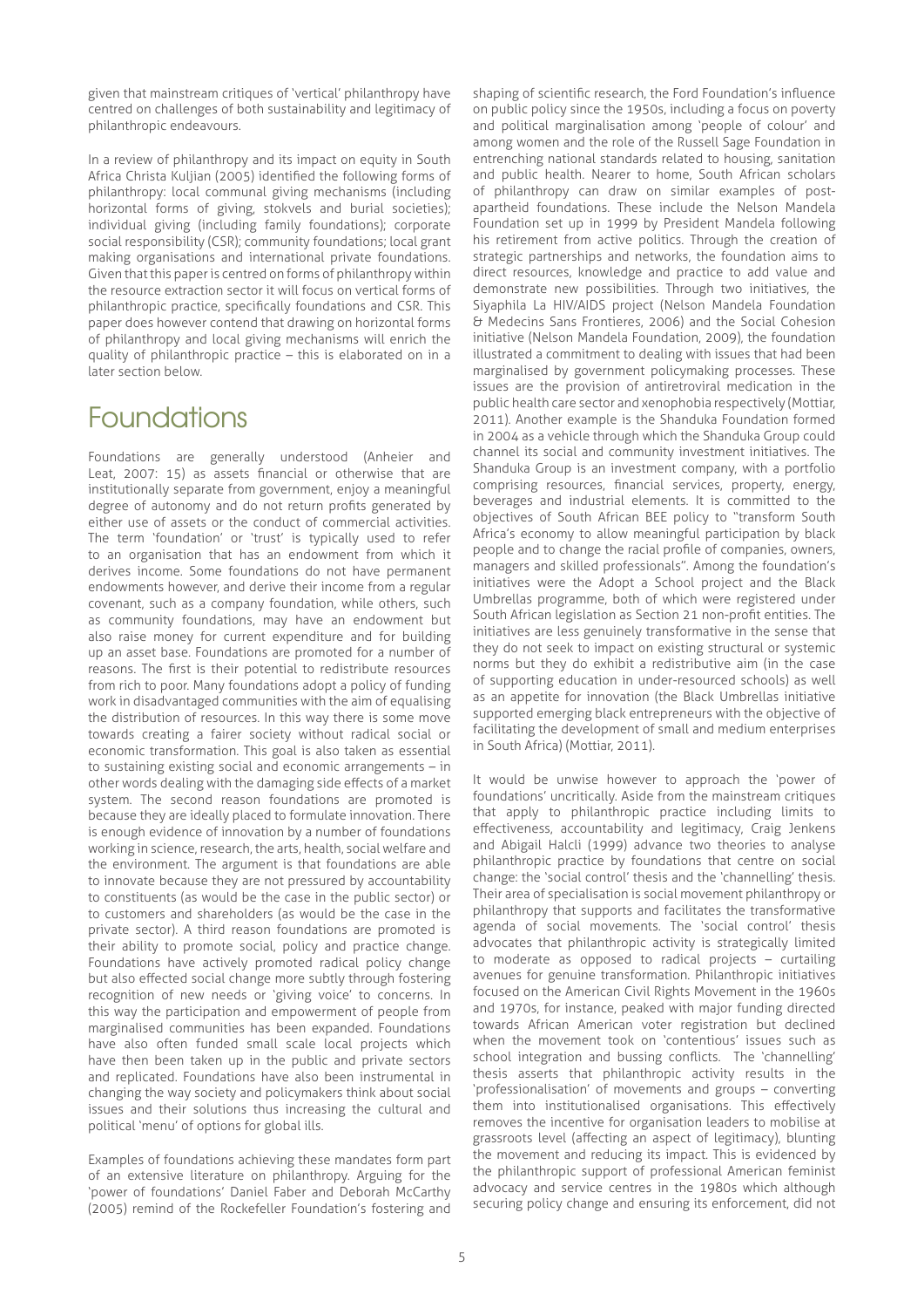given that mainstream critiques of 'vertical' philanthropy have centred on challenges of both sustainability and legitimacy of philanthropic endeavours.

In a review of philanthropy and its impact on equity in South Africa Christa Kuljian (2005) identified the following forms of philanthropy: local communal giving mechanisms (including horizontal forms of giving, stokvels and burial societies); individual giving (including family foundations); corporate social responsibility (CSR); community foundations; local grant making organisations and international private foundations. Given that this paper is centred on forms of philanthropy within the resource extraction sector it will focus on vertical forms of philanthropic practice, specifically foundations and CSR. This paper does however contend that drawing on horizontal forms of philanthropy and local giving mechanisms will enrich the quality of philanthropic practice – this is elaborated on in a later section below.

## Foundations

Foundations are generally understood (Anheier and Leat, 2007: 15) as assets financial or otherwise that are institutionally separate from government, enjoy a meaningful degree of autonomy and do not return profits generated by either use of assets or the conduct of commercial activities. The term 'foundation' or 'trust' is typically used to refer to an organisation that has an endowment from which it derives income. Some foundations do not have permanent endowments however, and derive their income from a regular covenant, such as a company foundation, while others, such as community foundations, may have an endowment but also raise money for current expenditure and for building up an asset base. Foundations are promoted for a number of reasons. The first is their potential to redistribute resources from rich to poor. Many foundations adopt a policy of funding work in disadvantaged communities with the aim of equalising the distribution of resources. In this way there is some move towards creating a fairer society without radical social or economic transformation. This goal is also taken as essential to sustaining existing social and economic arrangements – in other words dealing with the damaging side effects of a market system. The second reason foundations are promoted is because they are ideally placed to formulate innovation. There is enough evidence of innovation by a number of foundations working in science, research, the arts, health, social welfare and the environment. The argument is that foundations are able to innovate because they are not pressured by accountability to constituents (as would be the case in the public sector) or to customers and shareholders (as would be the case in the private sector). A third reason foundations are promoted is their ability to promote social, policy and practice change. Foundations have actively promoted radical policy change but also effected social change more subtly through fostering recognition of new needs or 'giving voice' to concerns. In this way the participation and empowerment of people from marginalised communities has been expanded. Foundations have also often funded small scale local projects which have then been taken up in the public and private sectors and replicated. Foundations have also been instrumental in changing the way society and policymakers think about social issues and their solutions thus increasing the cultural and political 'menu' of options for global ills.

Examples of foundations achieving these mandates form part of an extensive literature on philanthropy. Arguing for the 'power of foundations' Daniel Faber and Deborah McCarthy (2005) remind of the Rockefeller Foundation's fostering and shaping of scientific research, the Ford Foundation's influence on public policy since the 1950s, including a focus on poverty and political marginalisation among 'people of colour' and among women and the role of the Russell Sage Foundation in entrenching national standards related to housing, sanitation and public health. Nearer to home, South African scholars of philanthropy can draw on similar examples of post-apartheid foundations. These include the Nelson Mandela Foundation set up in 1999 by President Mandela following his retirement from active politics. Through the creation of strategic partnerships and networks, the foundation aims to direct resources, knowledge and practice to add value and demonstrate new possibilities. Through two initiatives, the Siyaphila La HIV/AIDS project (Nelson Mandela Foundation & Medecins Sans Frontieres, 2006) and the Social Cohesion initiative (Nelson Mandela Foundation, 2009), the foundation illustrated a commitment to dealing with issues that had been marginalised by government policymaking processes. These issues are the provision of antiretroviral medication in the public health care sector and xenophobia respectively (Mottiar, 2011). Another example is the Shanduka Foundation formed in 2004 as a vehicle through which the Shanduka Group could channel its social and community investment initiatives. The Shanduka Group is an investment company, with a portfolio comprising resources, financial services, property, energy, beverages and industrial elements. It is committed to the objectives of South African BEE policy to "transform South Africa's economy to allow meaningful participation by black people and to change the racial profile of companies, owners, managers and skilled professionals". Among the foundation's initiatives were the Adopt a School project and the Black Umbrellas programme, both of which were registered under South African legislation as Section 21 non-profit entities. The initiatives are less genuinely transformative in the sense that they do not seek to impact on existing structural or systemic norms but they do exhibit a redistributive aim (in the case of supporting education in under-resourced schools) as well as an appetite for innovation (the Black Umbrellas initiative supported emerging black entrepreneurs with the objective of facilitating the development of small and medium enterprises in South Africa) (Mottiar, 2011).

It would be unwise however to approach the 'power of foundations' uncritically. Aside from the mainstream critiques that apply to philanthropic practice including limits to effectiveness, accountability and legitimacy, Craig Jenkens and Abigail Halcli (1999) advance two theories to analyse philanthropic practice by foundations that centre on social change: the 'social control' thesis and the 'channelling' thesis. Their area of specialisation is social movement philanthropy or philanthropy that supports and facilitates the transformative agenda of social movements. The 'social control' thesis advocates that philanthropic activity is strategically limited to moderate as opposed to radical projects – curtailing avenues for genuine transformation. Philanthropic initiatives focused on the American Civil Rights Movement in the 1960s and 1970s, for instance, peaked with major funding directed towards African American voter registration but declined when the movement took on 'contentious' issues such as school integration and bussing conflicts. The 'channelling' thesis asserts that philanthropic activity results in the 'professionalisation' of movements and groups – converting them into institutionalised organisations. This effectively removes the incentive for organisation leaders to mobilise at grassroots level (affecting an aspect of legitimacy), blunting the movement and reducing its impact. This is evidenced by the philanthropic support of professional American feminist advocacy and service centres in the 1980s which although securing policy change and ensuring its enforcement, did not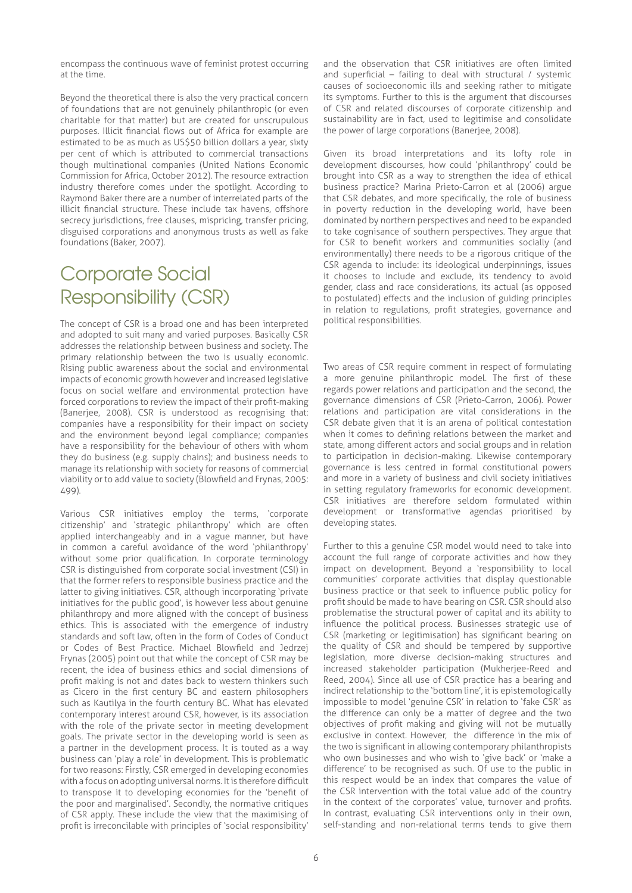encompass the continuous wave of feminist protest occurring at the time.

Beyond the theoretical there is also the very practical concern of foundations that are not genuinely philanthropic (or even charitable for that matter) but are created for unscrupulous purposes. Illicit financial flows out of Africa for example are estimated to be as much as US$50 billion dollars a year, sixty per cent of which is attributed to commercial transactions though multinational companies (United Nations Economic Commission for Africa, October 2012). The resource extraction industry therefore comes under the spotlight. According to Raymond Baker there are a number of interrelated parts of the illicit financial structure. These include tax havens, offshore secrecy jurisdictions, free clauses, mispricing, transfer pricing, disguised corporations and anonymous trusts as well as fake foundations (Baker, 2007).

# Corporate Social Responsibility (CSR)

The concept of CSR is a broad one and has been interpreted and adopted to suit many and varied purposes. Basically CSR addresses the relationship between business and society. The primary relationship between the two is usually economic. Rising public awareness about the social and environmental impacts of economic growth however and increased legislative focus on social welfare and environmental protection have forced corporations to review the impact of their profit-making (Banerjee, 2008). CSR is understood as recognising that: companies have a responsibility for their impact on society and the environment beyond legal compliance; companies have a responsibility for the behaviour of others with whom they do business (e.g. supply chains); and business needs to manage its relationship with society for reasons of commercial viability or to add value to society (Blowfield and Frynas, 2005: 499).

Various CSR initiatives employ the terms, 'corporate citizenship' and 'strategic philanthropy' which are often applied interchangeably and in a vague manner, but have in common a careful avoidance of the word 'philanthropy' without some prior qualification. In corporate terminology CSR is distinguished from corporate social investment (CSI) in that the former refers to responsible business practice and the latter to giving initiatives. CSR, although incorporating 'private initiatives for the public good', is however less about genuine philanthropy and more aligned with the concept of business ethics. This is associated with the emergence of industry standards and soft law, often in the form of Codes of Conduct or Codes of Best Practice. Michael Blowfield and Jedrzej Frynas (2005) point out that while the concept of CSR may be recent, the idea of business ethics and social dimensions of profit making is not and dates back to western thinkers such as Cicero in the first century BC and eastern philosophers such as Kautilya in the fourth century BC. What has elevated contemporary interest around CSR, however, is its association with the role of the private sector in meeting development goals. The private sector in the developing world is seen as a partner in the development process. It is touted as a way business can 'play a role' in development. This is problematic for two reasons: Firstly, CSR emerged in developing economies with a focus on adopting universal norms. It is therefore difficult to transpose it to developing economies for the 'benefit of the poor and marginalised'. Secondly, the normative critiques of CSR apply. These include the view that the maximising of profit is irreconcilable with principles of 'social responsibility' and the observation that CSR initiatives are often limited and superficial – failing to deal with structural / systemic causes of socioeconomic ills and seeking rather to mitigate its symptoms. Further to this is the argument that discourses of CSR and related discourses of corporate citizenship and sustainability are in fact, used to legitimise and consolidate the power of large corporations (Banerjee, 2008).

Given its broad interpretations and its lofty role in development discourses, how could 'philanthropy' could be brought into CSR as a way to strengthen the idea of ethical business practice? Marina Prieto-Carron et al (2006) argue that CSR debates, and more specifically, the role of business in poverty reduction in the developing world, have been dominated by northern perspectives and need to be expanded to take cognisance of southern perspectives. They argue that for CSR to benefit workers and communities socially (and environmentally) there needs to be a rigorous critique of the CSR agenda to include: its ideological underpinnings, issues it chooses to include and exclude, its tendency to avoid gender, class and race considerations, its actual (as opposed to postulated) effects and the inclusion of guiding principles in relation to regulations, profit strategies, governance and political responsibilities.

Two areas of CSR require comment in respect of formulating a more genuine philanthropic model. The first of these regards power relations and participation and the second, the governance dimensions of CSR (Prieto-Carron, 2006). Power relations and participation are vital considerations in the CSR debate given that it is an arena of political contestation when it comes to defining relations between the market and state, among different actors and social groups and in relation to participation in decision-making. Likewise contemporary governance is less centred in formal constitutional powers and more in a variety of business and civil society initiatives in setting regulatory frameworks for economic development. CSR initiatives are therefore seldom formulated within development or transformative agendas prioritised by developing states.

Further to this a genuine CSR model would need to take into account the full range of corporate activities and how they impact on development. Beyond a 'responsibility to local communities' corporate activities that display questionable business practice or that seek to influence public policy for profit should be made to have bearing on CSR. CSR should also problematise the structural power of capital and its ability to influence the political process. Businesses strategic use of CSR (marketing or legitimisation) has significant bearing on the quality of CSR and should be tempered by supportive legislation, more diverse decision-making structures and increased stakeholder participation (Mukherjee-Reed and Reed, 2004). Since all use of CSR practice has a bearing and indirect relationship to the 'bottom line', it is epistemologically impossible to model 'genuine CSR' in relation to 'fake CSR' as the difference can only be a matter of degree and the two objectives of profit making and giving will not be mutually exclusive in context. However, the difference in the mix of the two is significant in allowing contemporary philanthropists who own businesses and who wish to 'give back' or 'make a difference' to be recognised as such. Of use to the public in this respect would be an index that compares the value of the CSR intervention with the total value add of the country in the context of the corporates' value, turnover and profits. In contrast, evaluating CSR interventions only in their own, self-standing and non-relational terms tends to give them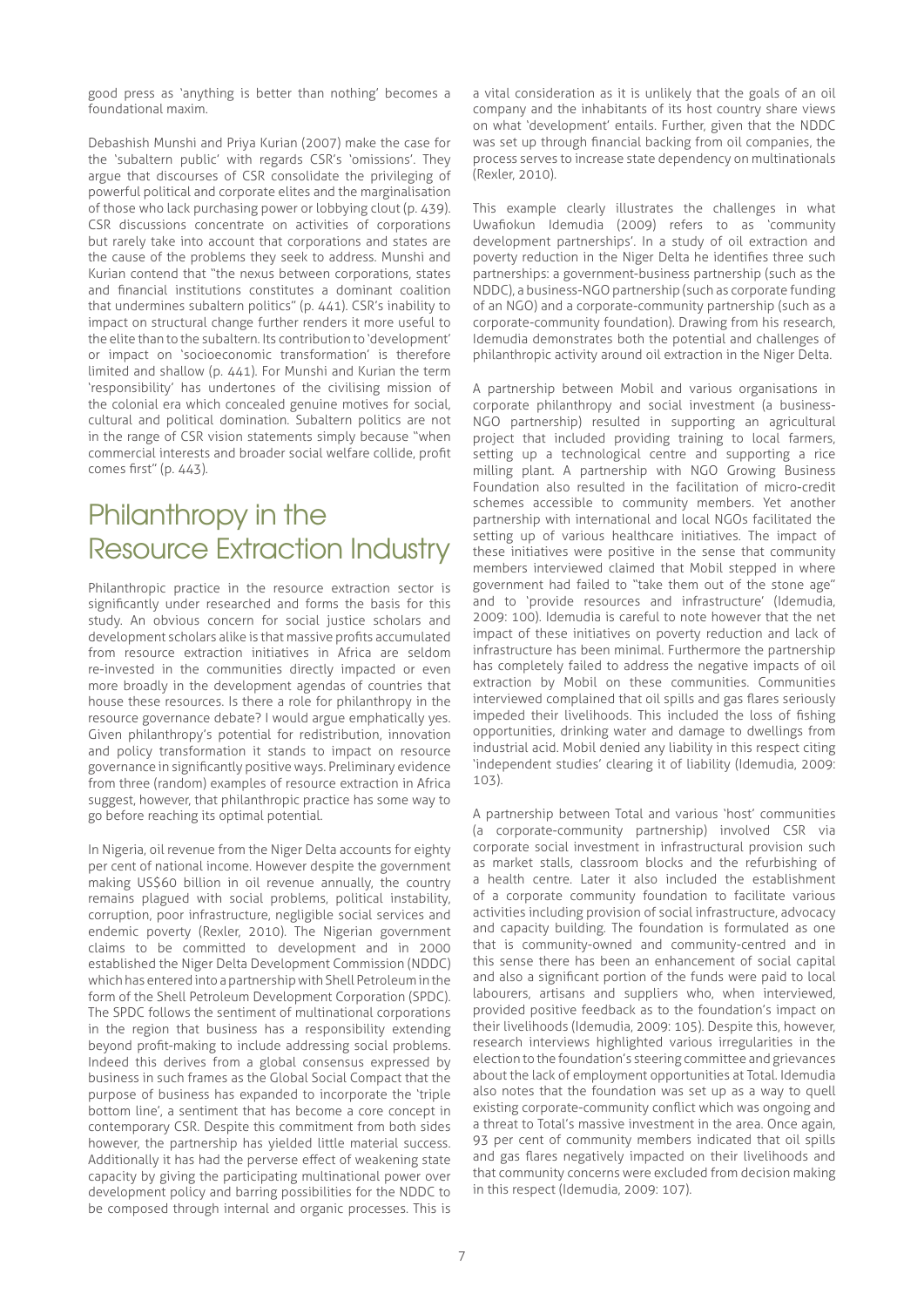good press as 'anything is better than nothing' becomes a foundational maxim.

Debashish Munshi and Priya Kurian (2007) make the case for the 'subaltern public' with regards CSR's 'omissions'. They argue that discourses of CSR consolidate the privileging of powerful political and corporate elites and the marginalisation of those who lack purchasing power or lobbying clout (p. 439). CSR discussions concentrate on activities of corporations but rarely take into account that corporations and states are the cause of the problems they seek to address. Munshi and Kurian contend that "the nexus between corporations, states and financial institutions constitutes a dominant coalition that undermines subaltern politics" (p. 441). CSR's inability to impact on structural change further renders it more useful to the elite than to the subaltern. Its contribution to 'development' or impact on 'socioeconomic transformation' is therefore limited and shallow (p. 441). For Munshi and Kurian the term 'responsibility' has undertones of the civilising mission of the colonial era which concealed genuine motives for social, cultural and political domination. Subaltern politics are not in the range of CSR vision statements simply because "when commercial interests and broader social welfare collide, profit comes first" (p. 443).

## Philanthropy in the Resource Extraction Industry

Philanthropic practice in the resource extraction sector is significantly under researched and forms the basis for this study. An obvious concern for social justice scholars and development scholars alike is that massive profits accumulated from resource extraction initiatives in Africa are seldom re-invested in the communities directly impacted or even more broadly in the development agendas of countries that house these resources. Is there a role for philanthropy in the resource governance debate? I would argue emphatically yes. Given philanthropy's potential for redistribution, innovation and policy transformation it stands to impact on resource governance in significantly positive ways. Preliminary evidence from three (random) examples of resource extraction in Africa suggest, however, that philanthropic practice has some way to go before reaching its optimal potential.

In Nigeria, oil revenue from the Niger Delta accounts for eighty per cent of national income. However despite the government making US$60 billion in oil revenue annually, the country remains plagued with social problems, political instability, corruption, poor infrastructure, negligible social services and endemic poverty (Rexler, 2010). The Nigerian government claims to be committed to development and in 2000 established the Niger Delta Development Commission (NDDC) which has entered into a partnership with Shell Petroleum in the form of the Shell Petroleum Development Corporation (SPDC). The SPDC follows the sentiment of multinational corporations in the region that business has a responsibility extending beyond profit-making to include addressing social problems. Indeed this derives from a global consensus expressed by business in such frames as the Global Social Compact that the purpose of business has expanded to incorporate the 'triple bottom line', a sentiment that has become a core concept in contemporary CSR. Despite this commitment from both sides however, the partnership has yielded little material success. Additionally it has had the perverse effect of weakening state capacity by giving the participating multinational power over development policy and barring possibilities for the NDDC to be composed through internal and organic processes. This is a vital consideration as it is unlikely that the goals of an oil company and the inhabitants of its host country share views on what 'development' entails. Further, given that the NDDC was set up through financial backing from oil companies, the process serves to increase state dependency on multinationals (Rexler, 2010).

This example clearly illustrates the challenges in what Uwafiokun Idemudia (2009) refers to as 'community development partnerships'. In a study of oil extraction and poverty reduction in the Niger Delta he identifies three such partnerships: a government-business partnership (such as the NDDC), a business-NGO partnership (such as corporate funding of an NGO) and a corporate-community partnership (such as a corporate-community foundation). Drawing from his research, Idemudia demonstrates both the potential and challenges of philanthropic activity around oil extraction in the Niger Delta.

A partnership between Mobil and various organisations in corporate philanthropy and social investment (a business-NGO partnership) resulted in supporting an agricultural project that included providing training to local farmers, setting up a technological centre and supporting a rice milling plant. A partnership with NGO Growing Business Foundation also resulted in the facilitation of micro-credit schemes accessible to community members. Yet another partnership with international and local NGOs facilitated the setting up of various healthcare initiatives. The impact of these initiatives were positive in the sense that community members interviewed claimed that Mobil stepped in where government had failed to "take them out of the stone age" and to 'provide resources and infrastructure' (Idemudia, 2009: 100). Idemudia is careful to note however that the net impact of these initiatives on poverty reduction and lack of infrastructure has been minimal. Furthermore the partnership has completely failed to address the negative impacts of oil extraction by Mobil on these communities. Communities interviewed complained that oil spills and gas flares seriously impeded their livelihoods. This included the loss of fishing opportunities, drinking water and damage to dwellings from industrial acid. Mobil denied any liability in this respect citing 'independent studies' clearing it of liability (Idemudia, 2009: 103).

A partnership between Total and various 'host' communities (a corporate-community partnership) involved CSR via corporate social investment in infrastructural provision such as market stalls, classroom blocks and the refurbishing of a health centre. Later it also included the establishment of a corporate community foundation to facilitate various activities including provision of social infrastructure, advocacy and capacity building. The foundation is formulated as one that is community-owned and community-centred and in this sense there has been an enhancement of social capital and also a significant portion of the funds were paid to local labourers, artisans and suppliers who, when interviewed, provided positive feedback as to the foundation's impact on their livelihoods (Idemudia, 2009: 105). Despite this, however, research interviews highlighted various irregularities in the election to the foundation's steering committee and grievances about the lack of employment opportunities at Total. Idemudia also notes that the foundation was set up as a way to quell existing corporate-community conflict which was ongoing and a threat to Total's massive investment in the area. Once again, 93 per cent of community members indicated that oil spills and gas flares negatively impacted on their livelihoods and that community concerns were excluded from decision making in this respect (Idemudia, 2009: 107).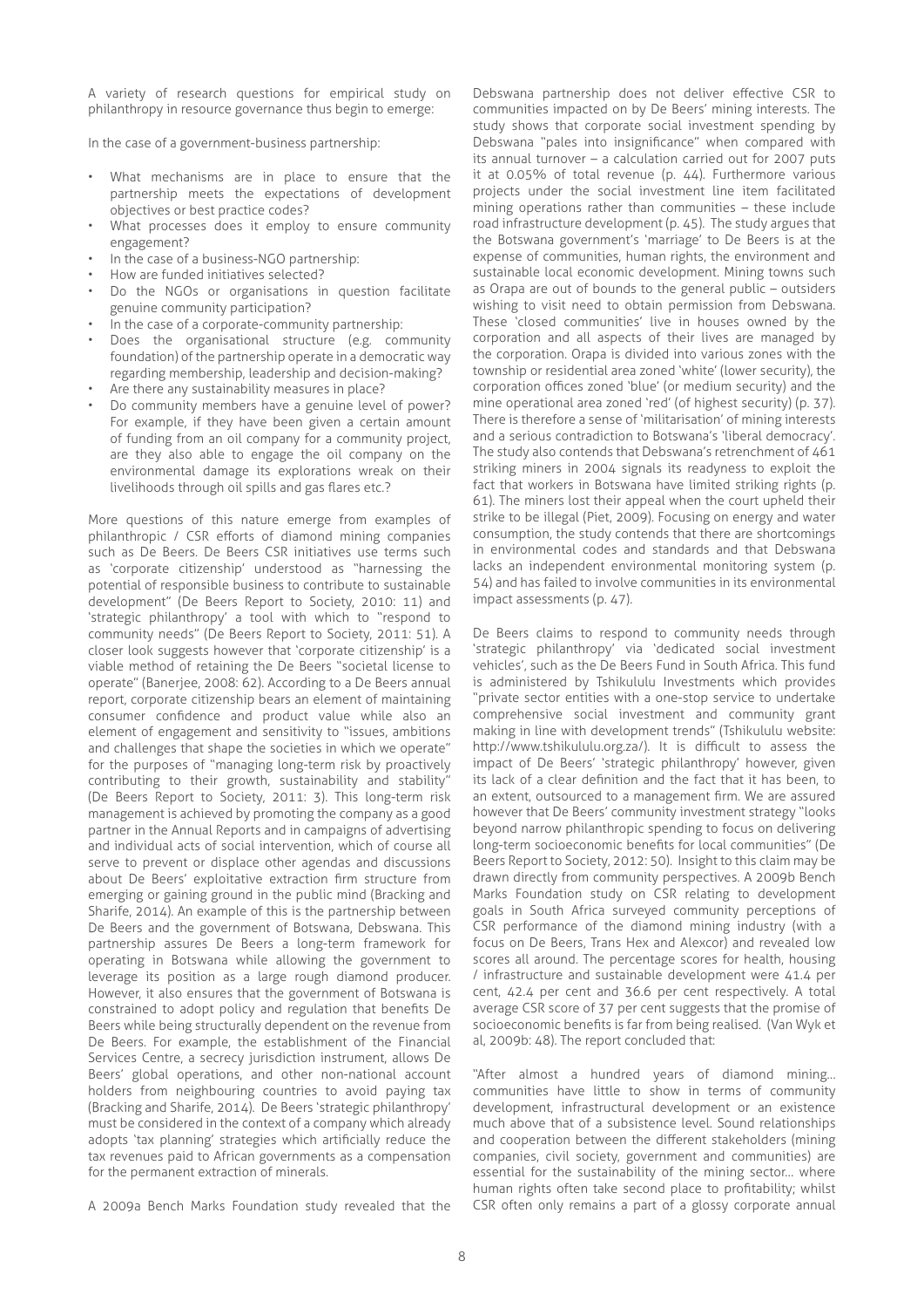A variety of research questions for empirical study on philanthropy in resource governance thus begin to emerge:

In the case of a government-business partnership:

- What mechanisms are in place to ensure that the partnership meets the expectations of development objectives or best practice codes?
- What processes does it employ to ensure community engagement?
- In the case of a business-NGO partnership:
- How are funded initiatives selected?
- Do the NGOs or organisations in question facilitate genuine community participation?
- In the case of a corporate-community partnership:
- Does the organisational structure (e.g. community foundation) of the partnership operate in a democratic way regarding membership, leadership and decision-making?
- Are there any sustainability measures in place?
- Do community members have a genuine level of power? For example, if they have been given a certain amount of funding from an oil company for a community project, are they also able to engage the oil company on the environmental damage its explorations wreak on their livelihoods through oil spills and gas flares etc.?

More questions of this nature emerge from examples of philanthropic / CSR efforts of diamond mining companies such as De Beers. De Beers CSR initiatives use terms such as 'corporate citizenship' understood as "harnessing the potential of responsible business to contribute to sustainable development" (De Beers Report to Society, 2010: 11) and 'strategic philanthropy' a tool with which to "respond to community needs" (De Beers Report to Society, 2011: 51). A closer look suggests however that 'corporate citizenship' is a viable method of retaining the De Beers "societal license to operate" (Banerjee, 2008: 62). According to a De Beers annual report, corporate citizenship bears an element of maintaining consumer confidence and product value while also an element of engagement and sensitivity to "issues, ambitions and challenges that shape the societies in which we operate" for the purposes of "managing long-term risk by proactively contributing to their growth, sustainability and stability" (De Beers Report to Society, 2011: 3). This long-term risk management is achieved by promoting the company as a good partner in the Annual Reports and in campaigns of advertising and individual acts of social intervention, which of course all serve to prevent or displace other agendas and discussions about De Beers' exploitative extraction firm structure from emerging or gaining ground in the public mind (Bracking and Sharife, 2014). An example of this is the partnership between De Beers and the government of Botswana, Debswana. This partnership assures De Beers a long-term framework for operating in Botswana while allowing the government to leverage its position as a large rough diamond producer. However, it also ensures that the government of Botswana is constrained to adopt policy and regulation that benefits De Beers while being structurally dependent on the revenue from De Beers. For example, the establishment of the Financial Services Centre, a secrecy jurisdiction instrument, allows De Beers' global operations, and other non-national account holders from neighbouring countries to avoid paying tax (Bracking and Sharife, 2014). De Beers 'strategic philanthropy' must be considered in the context of a company which already adopts 'tax planning' strategies which artificially reduce the tax revenues paid to African governments as a compensation for the permanent extraction of minerals.

A 2009a Bench Marks Foundation study revealed that the Debswana partnership does not deliver effective CSR to communities impacted on by De Beers' mining interests. The study shows that corporate social investment spending by Debswana "pales into insignificance" when compared with its annual turnover – a calculation carried out for 2007 puts it at 0.05% of total revenue (p. 44). Furthermore various projects under the social investment line item facilitated mining operations rather than communities – these include road infrastructure development (p. 45). The study argues that the Botswana government's 'marriage' to De Beers is at the expense of communities, human rights, the environment and sustainable local economic development. Mining towns such as Orapa are out of bounds to the general public – outsiders wishing to visit need to obtain permission from Debswana. These 'closed communities' live in houses owned by the corporation and all aspects of their lives are managed by the corporation. Orapa is divided into various zones with the township or residential area zoned 'white' (or lower security), the corporation offices zoned 'blue' (or medium security) and the mine operational area zoned 'red' (of highest security) (p. 37). There is therefore a sense of 'militarisation' of mining interests and a serious contradiction to Botswana's 'liberal democracy'. The study also contends that Debswana's retrenchment of 461 striking miners in 2004 signals its readyness to exploit the fact that workers in Botswana have limited striking rights (p. 61). The miners lost their appeal when the court upheld their strike to be illegal (Piet, 2009). Focusing on energy and water consumption, the study contends that there are shortcomings in environmental codes and standards and that Debswana lacks an independent environmental monitoring system (p. 54) and has failed to involve communities in its environmental impact assessments (p. 47).

De Beers claims to respond to community needs through 'strategic philanthropy' via 'dedicated social investment vehicles', such as the De Beers Fund in South Africa. This fund is administered by Tshikululu Investments which provides "private sector entities with a one-stop service to undertake comprehensive social investment and community grant making in line with development trends" (Tshikululu website: http://www.tshikululu.org.za/). It is difficult to assess the impact of De Beers' 'strategic philanthropy' however, given its lack of a clear definition and the fact that it has been, to an extent, outsourced to a management firm. We are assured however that De Beers' community investment strategy "looks beyond narrow philanthropic spending to focus on delivering long-term socioeconomic benefits for local communities" (De Beers Report to Society, 2012: 50). Insight to this claim may be drawn directly from community perspectives. A 2009b Bench Marks Foundation study on CSR relating to development goals in South Africa surveyed community perceptions of CSR performance of the diamond mining industry (with a focus on De Beers, Trans Hex and Alexcor) and revealed low scores all around. The percentage scores for health, housing / infrastructure and sustainable development were 41.4 per cent, 42.4 per cent and 36.6 per cent respectively. A total average CSR score of 37 per cent suggests that the promise of socioeconomic benefits is far from being realised. (Van Wyk et al, 2009b: 48). The report concluded that:

"After almost a hundred years of diamond mining… communities have little to show in terms of community development, infrastructural development or an existence much above that of a subsistence level. Sound relationships and cooperation between the different stakeholders (mining companies, civil society, government and communities) are essential for the sustainability of the mining sector… where human rights often take second place to profitability; whilst CSR often only remains a part of a glossy corporate annual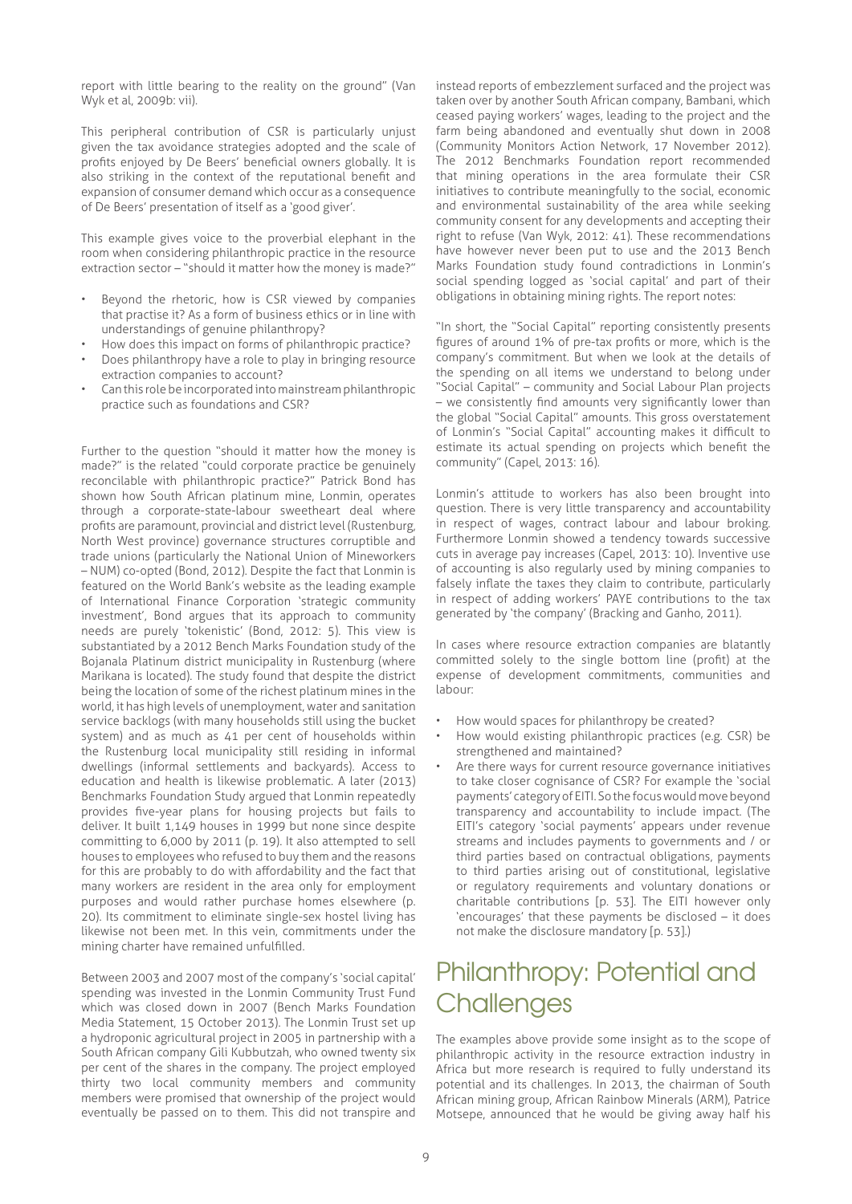report with little bearing to the reality on the ground" (Van Wyk et al, 2009b: vii).

This peripheral contribution of CSR is particularly unjust given the tax avoidance strategies adopted and the scale of profits enjoyed by De Beers' beneficial owners globally. It is also striking in the context of the reputational benefit and expansion of consumer demand which occur as a consequence of De Beers' presentation of itself as a 'good giver'.

This example gives voice to the proverbial elephant in the room when considering philanthropic practice in the resource extraction sector – "should it matter how the money is made?"

- Beyond the rhetoric, how is CSR viewed by companies that practise it? As a form of business ethics or in line with understandings of genuine philanthropy?
- How does this impact on forms of philanthropic practice?
- Does philanthropy have a role to play in bringing resource extraction companies to account?
- Can this role be incorporated into mainstream philanthropic practice such as foundations and CSR?

Further to the question "should it matter how the money is made?" is the related "could corporate practice be genuinely reconcilable with philanthropic practice?" Patrick Bond has shown how South African platinum mine, Lonmin, operates through a corporate-state-labour sweetheart deal where profits are paramount, provincial and district level (Rustenburg, North West province) governance structures corruptible and trade unions (particularly the National Union of Mineworkers – NUM) co-opted (Bond, 2012). Despite the fact that Lonmin is featured on the World Bank's website as the leading example of International Finance Corporation 'strategic community investment', Bond argues that its approach to community needs are purely 'tokenistic' (Bond, 2012: 5). This view is substantiated by a 2012 Bench Marks Foundation study of the Bojanala Platinum district municipality in Rustenburg (where Marikana is located). The study found that despite the district being the location of some of the richest platinum mines in the world, it has high levels of unemployment, water and sanitation service backlogs (with many households still using the bucket system) and as much as 41 per cent of households within the Rustenburg local municipality still residing in informal dwellings (informal settlements and backyards). Access to education and health is likewise problematic. A later (2013) Benchmarks Foundation Study argued that Lonmin repeatedly provides five-year plans for housing projects but fails to deliver. It built 1,149 houses in 1999 but none since despite committing to 6,000 by 2011 (p. 19). It also attempted to sell houses to employees who refused to buy them and the reasons for this are probably to do with affordability and the fact that many workers are resident in the area only for employment purposes and would rather purchase homes elsewhere (p. 20). Its commitment to eliminate single-sex hostel living has likewise not been met. In this vein, commitments under the mining charter have remained unfulfilled.

Between 2003 and 2007 most of the company's 'social capital' spending was invested in the Lonmin Community Trust Fund which was closed down in 2007 (Bench Marks Foundation Media Statement, 15 October 2013). The Lonmin Trust set up a hydroponic agricultural project in 2005 in partnership with a South African company Gili Kubbutzah, who owned twenty six per cent of the shares in the company. The project employed thirty two local community members and community members were promised that ownership of the project would eventually be passed on to them. This did not transpire and instead reports of embezzlement surfaced and the project was taken over by another South African company, Bambani, which ceased paying workers' wages, leading to the project and the farm being abandoned and eventually shut down in 2008 (Community Monitors Action Network, 17 November 2012). The 2012 Benchmarks Foundation report recommended that mining operations in the area formulate their CSR initiatives to contribute meaningfully to the social, economic and environmental sustainability of the area while seeking community consent for any developments and accepting their right to refuse (Van Wyk, 2012: 41). These recommendations have however never been put to use and the 2013 Bench Marks Foundation study found contradictions in Lonmin's social spending logged as 'social capital' and part of their obligations in obtaining mining rights. The report notes:

"In short, the "Social Capital" reporting consistently presents figures of around 1% of pre-tax profits or more, which is the company's commitment. But when we look at the details of the spending on all items we understand to belong under "Social Capital" – community and Social Labour Plan projects – we consistently find amounts very significantly lower than the global "Social Capital" amounts. This gross overstatement of Lonmin's "Social Capital" accounting makes it difficult to estimate its actual spending on projects which benefit the community" (Capel, 2013: 16).

Lonmin's attitude to workers has also been brought into question. There is very little transparency and accountability in respect of wages, contract labour and labour broking. Furthermore Lonmin showed a tendency towards successive cuts in average pay increases (Capel, 2013: 10). Inventive use of accounting is also regularly used by mining companies to falsely inflate the taxes they claim to contribute, particularly in respect of adding workers' PAYE contributions to the tax generated by 'the company' (Bracking and Ganho, 2011).

In cases where resource extraction companies are blatantly committed solely to the single bottom line (profit) at the expense of development commitments, communities and labour:

- How would spaces for philanthropy be created?
- How would existing philanthropic practices (e.g. CSR) be strengthened and maintained?
- Are there ways for current resource governance initiatives to take closer cognisance of CSR? For example the 'social payments' category of EITI. So the focus would move beyond transparency and accountability to include impact. (The EITI's category 'social payments' appears under revenue streams and includes payments to governments and / or third parties based on contractual obligations, payments to third parties arising out of constitutional, legislative or regulatory requirements and voluntary donations or charitable contributions [p. 53]. The EITI however only 'encourages' that these payments be disclosed – it does not make the disclosure mandatory [p. 53].)

# Philanthropy: Potential and Challenges

The examples above provide some insight as to the scope of philanthropic activity in the resource extraction industry in Africa but more research is required to fully understand its potential and its challenges. In 2013, the chairman of South African mining group, African Rainbow Minerals (ARM), Patrice Motsepe, announced that he would be giving away half his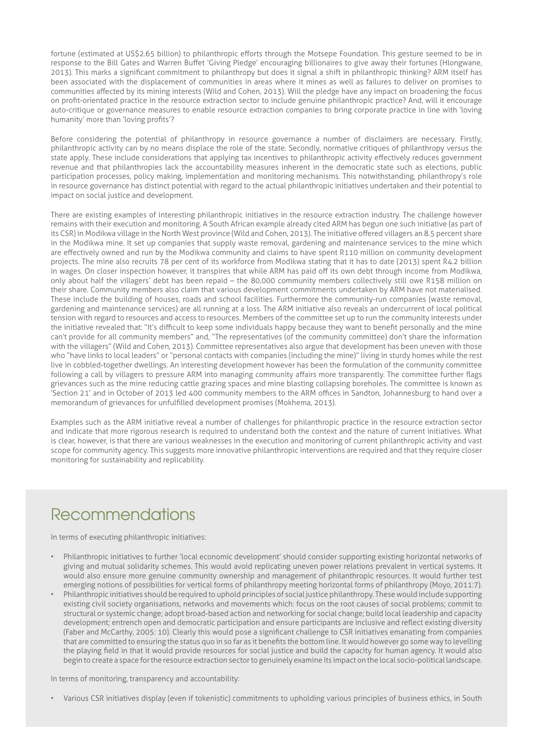fortune (estimated at US$2.65 billion) to philanthropic efforts through the Motsepe Foundation. This gesture seemed to be in response to the Bill Gates and Warren Buffet 'Giving Pledge' encouraging billionaires to give away their fortunes (Hlongwane, 2013). This marks a significant commitment to philanthropy but does it signal a shift in philanthropic thinking? ARM itself has been associated with the displacement of communities in areas where it mines as well as failures to deliver on promises to communities affected by its mining interests (Wild and Cohen, 2013). Will the pledge have any impact on broadening the focus on profit-orientated practice in the resource extraction sector to include genuine philanthropic practice? And, will it encourage auto-critique or governance measures to enable resource extraction companies to bring corporate practice in line with 'loving humanity' more than 'loving profits'?

Before considering the potential of philanthropy in resource governance a number of disclaimers are necessary. Firstly, philanthropic activity can by no means displace the role of the state. Secondly, normative critiques of philanthropy versus the state apply. These include considerations that applying tax incentives to philanthropic activity effectively reduces government revenue and that philanthropies lack the accountability measures inherent in the democratic state such as elections, public participation processes, policy making, implementation and monitoring mechanisms. This notwithstanding, philanthropy's role in resource governance has distinct potential with regard to the actual philanthropic initiatives undertaken and their potential to impact on social justice and development.

There are existing examples of interesting philanthropic initiatives in the resource extraction industry. The challenge however remains with their execution and monitoring. A South African example already cited ARM has begun one such initiative (as part of its CSR) in Modikwa village in the North West province (Wild and Cohen, 2013). The initiative offered villagers an 8.5 percent share in the Modikwa mine. It set up companies that supply waste removal, gardening and maintenance services to the mine which are effectively owned and run by the Modikwa community and claims to have spent R110 million on community development projects. The mine also recruits 78 per cent of its workforce from Modikwa stating that it has to date (2013) spent R4.2 billion in wages. On closer inspection however, it transpires that while ARM has paid off its own debt through income from Modikwa, only about half the villagers' debt has been repaid – the 80,000 community members collectively still owe R158 million on their share. Community members also claim that various development commitments undertaken by ARM have not materialised. These include the building of houses, roads and school facilities. Furthermore the community-run companies (waste removal, gardening and maintenance services) are all running at a loss. The ARM initiative also reveals an undercurrent of local political tension with regard to resources and access to resources. Members of the committee set up to run the community interests under the initiative revealed that: "It's difficult to keep some individuals happy because they want to benefit personally and the mine can't provide for all community members" and, "The representatives (of the community committee) don't share the information with the villagers" (Wild and Cohen, 2013). Committee representatives also argue that development has been uneven with those who "have links to local leaders" or "personal contacts with companies (including the mine)" living in sturdy homes while the rest live in cobbled-together dwellings. An interesting development however has been the formulation of the community committee following a call by villagers to pressure ARM into managing community affairs more transparently. The committee further flags grievances such as the mine reducing cattle grazing spaces and mine blasting collapsing boreholes. The committee is known as 'Section 21' and in October of 2013 led 400 community members to the ARM offices in Sandton, Johannesburg to hand over a memorandum of grievances for unfulfilled development promises (Mokhema, 2013).

Examples such as the ARM initiative reveal a number of challenges for philanthropic practice in the resource extraction sector and indicate that more rigorous research is required to understand both the context and the nature of current initiatives. What is clear, however, is that there are various weaknesses in the execution and monitoring of current philanthropic activity and vast scope for community agency. This suggests more innovative philanthropic interventions are required and that they require closer monitoring for sustainability and replicability.

## Recommendations

In terms of executing philanthropic initiatives:

- Philanthropic initiatives to further 'local economic development' should consider supporting existing horizontal networks of giving and mutual solidarity schemes. This would avoid replicating uneven power relations prevalent in vertical systems. It would also ensure more genuine community ownership and management of philanthropic resources. It would further test emerging notions of possibilities for vertical forms of philanthropy meeting horizontal forms of philanthropy (Moyo, 2011:7).
- Philanthropic initiatives should be required to uphold principles of social justice philanthropy. These would include supporting existing civil society organisations, networks and movements which: focus on the root causes of social problems; commit to structural or systemic change; adopt broad-based action and networking for social change; build local leadership and capacity development; entrench open and democratic participation and ensure participants are inclusive and reflect existing diversity (Faber and McCarthy, 2005: 10). Clearly this would pose a significant challenge to CSR initiatives emanating from companies that are committed to ensuring the status quo in so far as it benefits the bottom line. It would however go some way to levelling the playing field in that it would provide resources for social justice and build the capacity for human agency. It would also begin to create a space for the resource extraction sector to genuinely examine its impact on the local socio-political landscape.

In terms of monitoring, transparency and accountability:

- Various CSR initiatives display (even if tokenistic) commitments to upholding various principles of business ethics, in South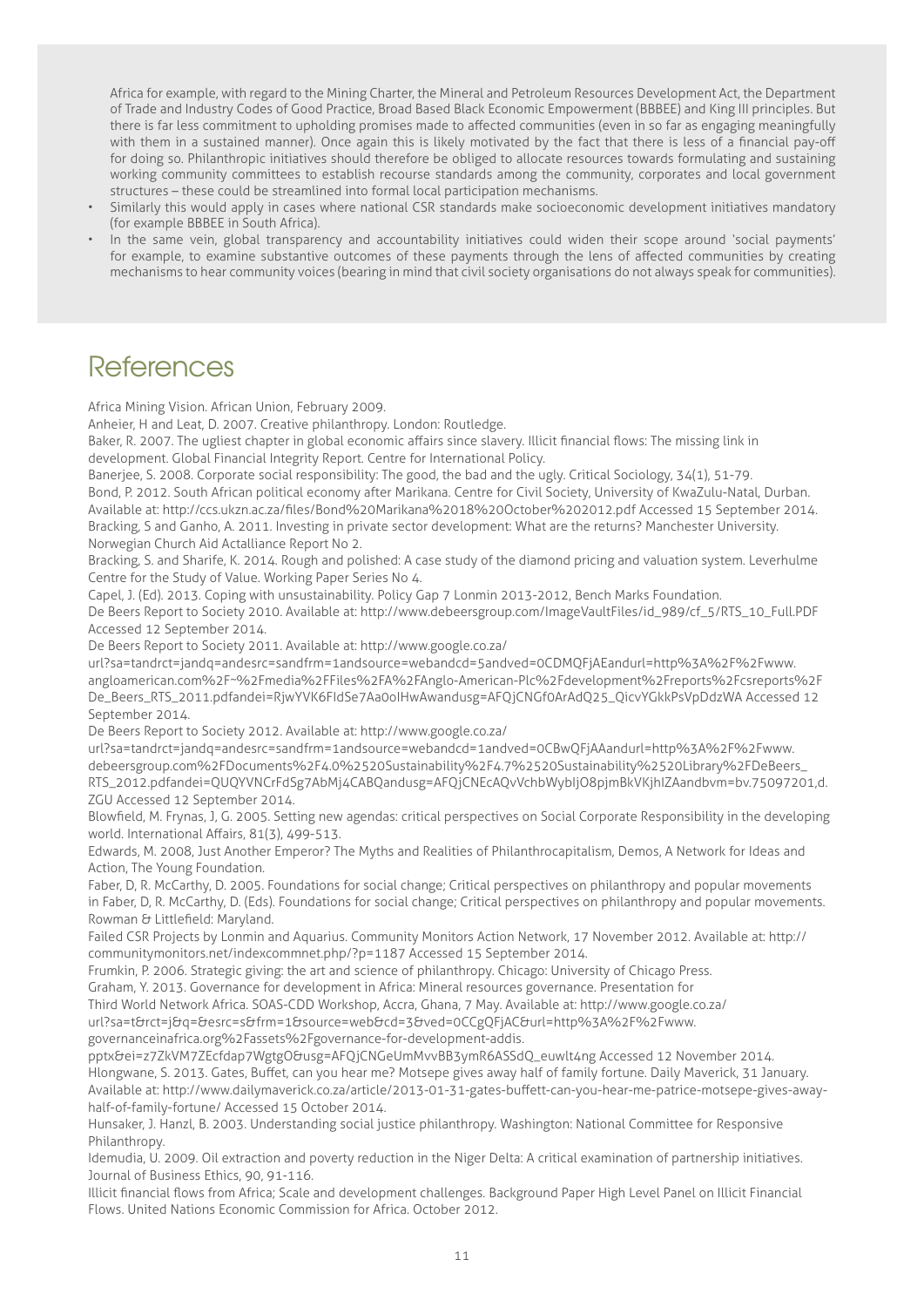Africa for example, with regard to the Mining Charter, the Mineral and Petroleum Resources Development Act, the Department of Trade and Industry Codes of Good Practice, Broad Based Black Economic Empowerment (BBBEE) and King III principles. But there is far less commitment to upholding promises made to affected communities (even in so far as engaging meaningfully with them in a sustained manner). Once again this is likely motivated by the fact that there is less of a financial pay-off for doing so. Philanthropic initiatives should therefore be obliged to allocate resources towards formulating and sustaining working community committees to establish recourse standards among the community, corporates and local government structures – these could be streamlined into formal local participation mechanisms.

- Similarly this would apply in cases where national CSR standards make socioeconomic development initiatives mandatory (for example BBBEE in South Africa).
- In the same vein, global transparency and accountability initiatives could widen their scope around 'social payments' for example, to examine substantive outcomes of these payments through the lens of affected communities by creating mechanisms to hear community voices (bearing in mind that civil society organisations do not always speak for communities).

# References

Africa Mining Vision. African Union, February 2009.

Anheier, H and Leat, D. 2007. Creative philanthropy. London: Routledge.

Baker, R. 2007. The ugliest chapter in global economic affairs since slavery. Illicit financial flows: The missing link in development. Global Financial Integrity Report. Centre for International Policy.

Banerjee, S. 2008. Corporate social responsibility: The good, the bad and the ugly. Critical Sociology, 34(1), 51-79.

Bond, P. 2012. South African political economy after Marikana. Centre for Civil Society, University of KwaZulu-Natal, Durban. Available at: http://ccs.ukzn.ac.za/files/Bond%20Marikana%2018%20October%202012.pdf Accessed 15 September 2014.

Bracking, S and Ganho, A. 2011. Investing in private sector development: What are the returns? Manchester University. Norwegian Church Aid Actalliance Report No 2.

Bracking, S. and Sharife, K. 2014. Rough and polished: A case study of the diamond pricing and valuation system. Leverhulme Centre for the Study of Value. Working Paper Series No 4.

Capel, J. (Ed). 2013. Coping with unsustainability. Policy Gap 7 Lonmin 2013-2012, Bench Marks Foundation.

De Beers Report to Society 2010. Available at: http://www.debeersgroup.com/ImageVaultFiles/id_989/cf_5/RTS_10_Full.PDF Accessed 12 September 2014.

De Beers Report to Society 2011. Available at: http://www.google.co.za/url?sa=tandrct=jandq=andesrc=sandfrm=1andsource=webandcd=5andved=0CDMQFjAEandurl=http%3A%2F%2Fwww.angloamerican.com%2F~%2Fmedia%2FFiles%2FA%2FAnglo-American-Plc%2Fdevelopment%2Freports%2Fcsreports%2FDe_Beers_RTS_2011.pdfandei=RjwYVK6FIdSe7Aa0oIHwAwandusg=AFQjCNGf0ArAdQ25_QicvYGkkPsVpDdzWA Accessed 12 September 2014.

De Beers Report to Society 2012. Available at: http://www.google.co.za/url?sa=tandrct=jandq=andesrc=sandfrm=1andsource=webandcd=1andved=0CBwQFjAAandurl=http%3A%2F%2Fwww.debeersgroup.com%2FDocuments%2F4.0%2520Sustainability%2F4.7%2520Sustainability%2520Library%2FDeBeers_RTS_2012.pdfandei=QUQYVNCrFdSg7AbMj4CABQandusg=AFQjCNEcAQvVchbWybIjO8pjmBkVKjhlZAandbvm=bv.75097201,d.ZGU Accessed 12 September 2014.

Blowfield, M. Frynas, J, G. 2005. Setting new agendas: critical perspectives on Social Corporate Responsibility in the developing world. International Affairs, 81(3), 499-513.

Edwards, M. 2008, Just Another Emperor? The Myths and Realities of Philanthrocapitalism, Demos, A Network for Ideas and Action, The Young Foundation.

Faber, D, R. McCarthy, D. 2005. Foundations for social change; Critical perspectives on philanthropy and popular movements in Faber, D, R. McCarthy, D. (Eds). Foundations for social change; Critical perspectives on philanthropy and popular movements. Rowman & Littlefield: Maryland.

Failed CSR Projects by Lonmin and Aquarius. Community Monitors Action Network, 17 November 2012. Available at: http://communitymonitors.net/indexcommnet.php/?p=1187 Accessed 15 September 2014.

Frumkin, P. 2006. Strategic giving: the art and science of philanthropy. Chicago: University of Chicago Press.

Graham, Y. 2013. Governance for development in Africa: Mineral resources governance. Presentation for Third World Network Africa. SOAS-CDD Workshop, Accra, Ghana, 7 May. Available at: http://www.google.co.za/url?sa=t&rct=j&q=&esrc=s&frm=1&source=web&cd=3&ved=0CCgQFjAC&url=http%3A%2F%2Fwww.governanceinafrica.org%2Fassets%2Fgovernance-for-development-addis.pptx&ei=z7ZkVM7ZEcfdap7WgtgO&usg=AFQjCNGeUmMvvBB3ymR6ASSdQ_euwlt4ng Accessed 12 November 2014.

Hlongwane, S. 2013. Gates, Buffet, can you hear me? Motsepe gives away half of family fortune. Daily Maverick, 31 January. Available at: http://www.dailymaverick.co.za/article/2013-01-31-gates-buffett-can-you-hear-me-patrice-motsepe-gives-away-half-of-family-fortune/ Accessed 15 October 2014.

Hunsaker, J. Hanzl, B. 2003. Understanding social justice philanthropy. Washington: National Committee for Responsive Philanthropy.

Idemudia, U. 2009. Oil extraction and poverty reduction in the Niger Delta: A critical examination of partnership initiatives. Journal of Business Ethics, 90, 91-116.

Illicit financial flows from Africa; Scale and development challenges. Background Paper High Level Panel on Illicit Financial Flows. United Nations Economic Commission for Africa. October 2012.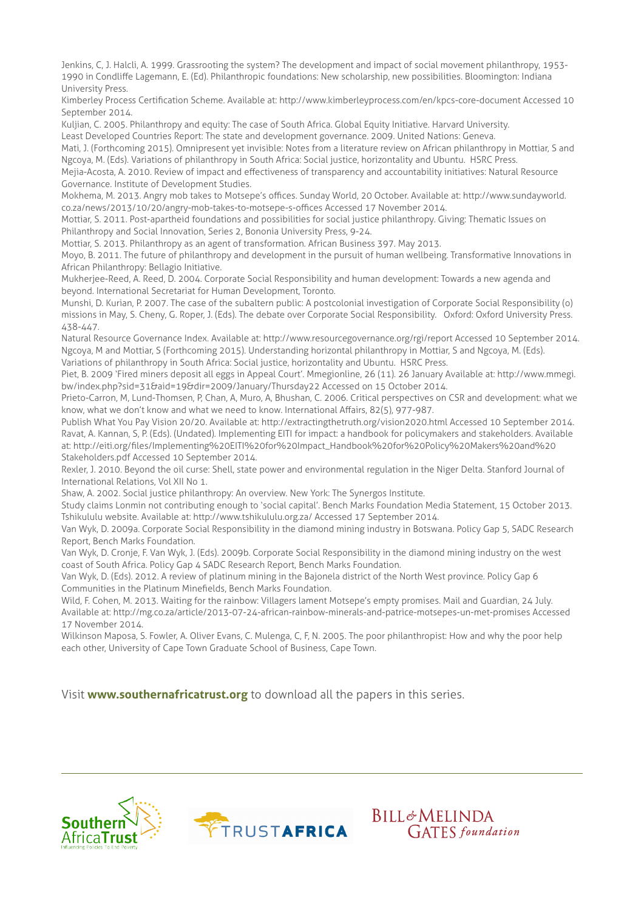Jenkins, C, J. Halcli, A. 1999. Grassrooting the system? The development and impact of social movement philanthropy, 1953-1990 in Condliffe Lagemann, E. (Ed). Philanthropic foundations: New scholarship, new possibilities. Bloomington: Indiana University Press.

Kimberley Process Certification Scheme. Available at: http://www.kimberleyprocess.com/en/kpcs-core-document Accessed 10 September 2014.

Kuljian, C. 2005. Philanthropy and equity: The case of South Africa. Global Equity Initiative. Harvard University.

Least Developed Countries Report: The state and development governance. 2009. United Nations: Geneva.

Mati, J. (Forthcoming 2015). Omnipresent yet invisible: Notes from a literature review on African philanthropy in Mottiar, S and Ngcoya, M. (Eds). Variations of philanthropy in South Africa: Social justice, horizontality and Ubuntu. HSRC Press.

Mejia-Acosta, A. 2010. Review of impact and effectiveness of transparency and accountability initiatives: Natural Resource Governance. Institute of Development Studies.

Mokhema, M. 2013. Angry mob takes to Motsepe's offices. Sunday World, 20 October. Available at: http://www.sundayworld.co.za/news/2013/10/20/angry-mob-takes-to-motsepe-s-offices Accessed 17 November 2014.

Mottiar, S. 2011. Post-apartheid foundations and possibilities for social justice philanthropy. Giving: Thematic Issues on Philanthropy and Social Innovation, Series 2, Bononia University Press, 9-24.

Mottiar, S. 2013. Philanthropy as an agent of transformation. African Business 397. May 2013.

Moyo, B. 2011. The future of philanthropy and development in the pursuit of human wellbeing. Transformative Innovations in African Philanthropy: Bellagio Initiative.

Mukherjee-Reed, A. Reed, D. 2004. Corporate Social Responsibility and human development: Towards a new agenda and beyond. International Secretariat for Human Development, Toronto.

Munshi, D. Kurian, P. 2007. The case of the subaltern public: A postcolonial investigation of Corporate Social Responsibility (o) missions in May, S. Cheny, G. Roper, J. (Eds). The debate over Corporate Social Responsibility. Oxford: Oxford University Press. 438-447.

Natural Resource Governance Index. Available at: http://www.resourcegovernance.org/rgi/report Accessed 10 September 2014.

Ngcoya, M and Mottiar, S (Forthcoming 2015). Understanding horizontal philanthropy in Mottiar, S and Ngcoya, M. (Eds). Variations of philanthropy in South Africa: Social justice, horizontality and Ubuntu. HSRC Press.

Piet, B. 2009 'Fired miners deposit all eggs in Appeal Court'. Mmegionline, 26 (11). 26 January Available at: http://www.mmegi.bw/index.php?sid=31&aid=19&dir=2009/January/Thursday22 Accessed on 15 October 2014.

Prieto-Carron, M, Lund-Thomsen, P, Chan, A, Muro, A, Bhushan, C. 2006. Critical perspectives on CSR and development: what we know, what we don't know and what we need to know. International Affairs, 82(5), 977-987.

Publish What You Pay Vision 20/20. Available at: http://extractingthetruth.org/vision2020.html Accessed 10 September 2014.

Ravat, A. Kannan, S, P. (Eds). (Undated). Implementing EITI for impact: a handbook for policymakers and stakeholders. Available at: http://eiti.org/files/Implementing%20EITI%20for%20Impact_Handbook%20for%20Policy%20Makers%20and%20Stakeholders.pdf Accessed 10 September 2014.

Rexler, J. 2010. Beyond the oil curse: Shell, state power and environmental regulation in the Niger Delta. Stanford Journal of International Relations, Vol XII No 1.

Shaw, A. 2002. Social justice philanthropy: An overview. New York: The Synergos Institute.

Study claims Lonmin not contributing enough to 'social capital'. Bench Marks Foundation Media Statement, 15 October 2013. Tshikululu website. Available at: http://www.tshikululu.org.za/ Accessed 17 September 2014.

Van Wyk, D. 2009a. Corporate Social Responsibility in the diamond mining industry in Botswana. Policy Gap 5, SADC Research Report, Bench Marks Foundation.

Van Wyk, D. Cronje, F. Van Wyk, J. (Eds). 2009b. Corporate Social Responsibility in the diamond mining industry on the west coast of South Africa. Policy Gap 4 SADC Research Report, Bench Marks Foundation.

Van Wyk, D. (Eds). 2012. A review of platinum mining in the Bajonela district of the North West province. Policy Gap 6 Communities in the Platinum Minefields, Bench Marks Foundation.

Wild, F. Cohen, M. 2013. Waiting for the rainbow: Villagers lament Motsepe's empty promises. Mail and Guardian, 24 July. Available at: http://mg.co.za/article/2013-07-24-african-rainbow-minerals-and-patrice-motsepes-un-met-promises Accessed 17 November 2014.

Wilkinson Maposa, S. Fowler, A. Oliver Evans, C. Mulenga, C, F, N. 2005. The poor philanthropist: How and why the poor help each other, University of Cape Town Graduate School of Business, Cape Town.

Visit **www.southernafricatrust.org** to download all the papers in this series.

Southern Africa Trust — Influencing Policies To End Poverty

TrustAfrica

Bill & Melinda Gates foundation